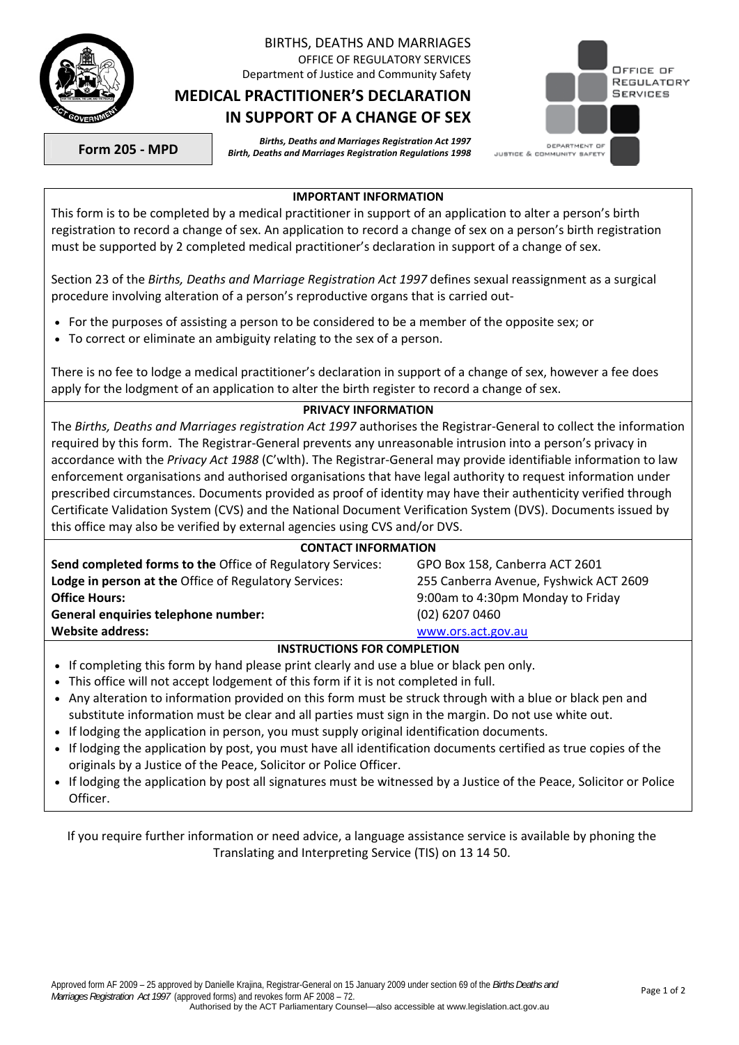BIRTHS, DEATHS AND MARRIAGES
OFFICE OF REGULATORY SERVICES
Department of Justice and Community Safety

# MEDICAL PRACTITIONER'S DECLARATION IN SUPPORT OF A CHANGE OF SEX

**Form 205 - MPD**

***Births, Deaths and Marriages Registration Act 1997***
***Birth, Deaths and Marriages Registration Regulations 1998***

## IMPORTANT INFORMATION

This form is to be completed by a medical practitioner in support of an application to alter a person's birth registration to record a change of sex. An application to record a change of sex on a person's birth registration must be supported by 2 completed medical practitioner's declaration in support of a change of sex.

Section 23 of the *Births, Deaths and Marriage Registration Act 1997* defines sexual reassignment as a surgical procedure involving alteration of a person's reproductive organs that is carried out-

- For the purposes of assisting a person to be considered to be a member of the opposite sex; or
- To correct or eliminate an ambiguity relating to the sex of a person.

There is no fee to lodge a medical practitioner's declaration in support of a change of sex, however a fee does apply for the lodgment of an application to alter the birth register to record a change of sex.

## PRIVACY INFORMATION

The *Births, Deaths and Marriages registration Act 1997* authorises the Registrar-General to collect the information required by this form. The Registrar-General prevents any unreasonable intrusion into a person's privacy in accordance with the *Privacy Act 1988* (C'wlth). The Registrar-General may provide identifiable information to law enforcement organisations and authorised organisations that have legal authority to request information under prescribed circumstances. Documents provided as proof of identity may have their authenticity verified through Certificate Validation System (CVS) and the National Document Verification System (DVS). Documents issued by this office may also be verified by external agencies using CVS and/or DVS.

## CONTACT INFORMATION

| | |
|---|---|
| **Send completed forms to the** Office of Regulatory Services: | GPO Box 158, Canberra ACT 2601 |
| **Lodge in person at the** Office of Regulatory Services: | 255 Canberra Avenue, Fyshwick ACT 2609 |
| **Office Hours:** | 9:00am to 4:30pm Monday to Friday |
| **General enquiries telephone number:** | (02) 6207 0460 |
| **Website address:** | www.ors.act.gov.au |

## INSTRUCTIONS FOR COMPLETION

- If completing this form by hand please print clearly and use a blue or black pen only.
- This office will not accept lodgement of this form if it is not completed in full.
- Any alteration to information provided on this form must be struck through with a blue or black pen and substitute information must be clear and all parties must sign in the margin. Do not use white out.
- If lodging the application in person, you must supply original identification documents.
- If lodging the application by post, you must have all identification documents certified as true copies of the originals by a Justice of the Peace, Solicitor or Police Officer.
- If lodging the application by post all signatures must be witnessed by a Justice of the Peace, Solicitor or Police Officer.

If you require further information or need advice, a language assistance service is available by phoning the Translating and Interpreting Service (TIS) on 13 14 50.

Approved form AF 2009 – 25 approved by Danielle Krajina, Registrar-General on 15 January 2009 under section 69 of the *Births Deaths and Marriages Registration Act 1997* (approved forms) and revokes form AF 2008 – 72.
Authorised by the ACT Parliamentary Counsel—also accessible at www.legislation.act.gov.au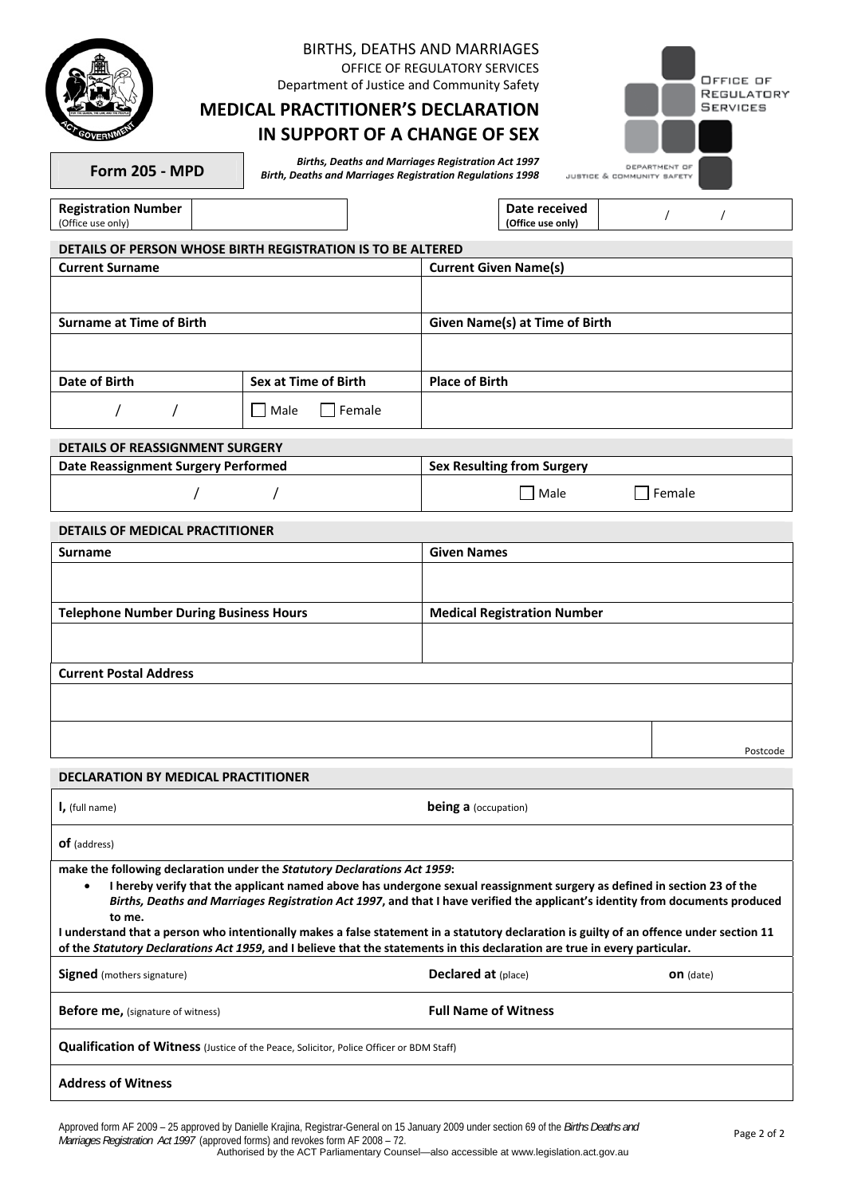BIRTHS, DEATHS AND MARRIAGES
OFFICE OF REGULATORY SERVICES
Department of Justice and Community Safety

# MEDICAL PRACTITIONER'S DECLARATION IN SUPPORT OF A CHANGE OF SEX

**Form 205 - MPD**

***Births, Deaths and Marriages Registration Act 1997***
***Birth, Deaths and Marriages Registration Regulations 1998***

OFFICE OF REGULATORY SERVICES
DEPARTMENT OF JUSTICE & COMMUNITY SAFETY

| **Registration Number** (Office use only) | | **Date received (Office use only)** | / / |
|---|---|---|---|

## DETAILS OF PERSON WHOSE BIRTH REGISTRATION IS TO BE ALTERED

| **Current Surname** | | **Current Given Name(s)** |
|---|---|---|
| | | |
| **Surname at Time of Birth** | | **Given Name(s) at Time of Birth** |
| | | |
| **Date of Birth** | **Sex at Time of Birth** | **Place of Birth** |
| / / | ☐ Male ☐ Female | |

## DETAILS OF REASSIGNMENT SURGERY

| **Date Reassignment Surgery Performed** | **Sex Resulting from Surgery** |
|---|---|
| / / | ☐ Male ☐ Female |

## DETAILS OF MEDICAL PRACTITIONER

| **Surname** | **Given Names** |
|---|---|
| | |
| **Telephone Number During Business Hours** | **Medical Registration Number** |
| | |

| **Current Postal Address** | |
|---|---|
| | |
| | Postcode |

## DECLARATION BY MEDICAL PRACTITIONER

| | |
|---|---|
| **I,** (full name) | **being a** (occupation) |
| **of** (address) | |

**make the following declaration under the *Statutory Declarations Act 1959*:**

- **I hereby verify that the applicant named above has undergone sexual reassignment surgery as defined in section 23 of the *Births, Deaths and Marriages Registration Act 1997*, and that I have verified the applicant's identity from documents produced to me.**

**I understand that a person who intentionally makes a false statement in a statutory declaration is guilty of an offence under section 11 of the *Statutory Declarations Act 1959*, and I believe that the statements in this declaration are true in every particular.**

| | | |
|---|---|---|
| **Signed** (mothers signature) | **Declared at** (place) | **on** (date) |
| **Before me,** (signature of witness) | **Full Name of Witness** | |
| **Qualification of Witness** (Justice of the Peace, Solicitor, Police Officer or BDM Staff) | | |
| **Address of Witness** | | |

Approved form AF 2009 – 25 approved by Danielle Krajina, Registrar-General on 15 January 2009 under section 69 of the *Births Deaths and Marriages Registration Act 1997* (approved forms) and revokes form AF 2008 – 72.
Authorised by the ACT Parliamentary Counsel—also accessible at www.legislation.act.gov.au